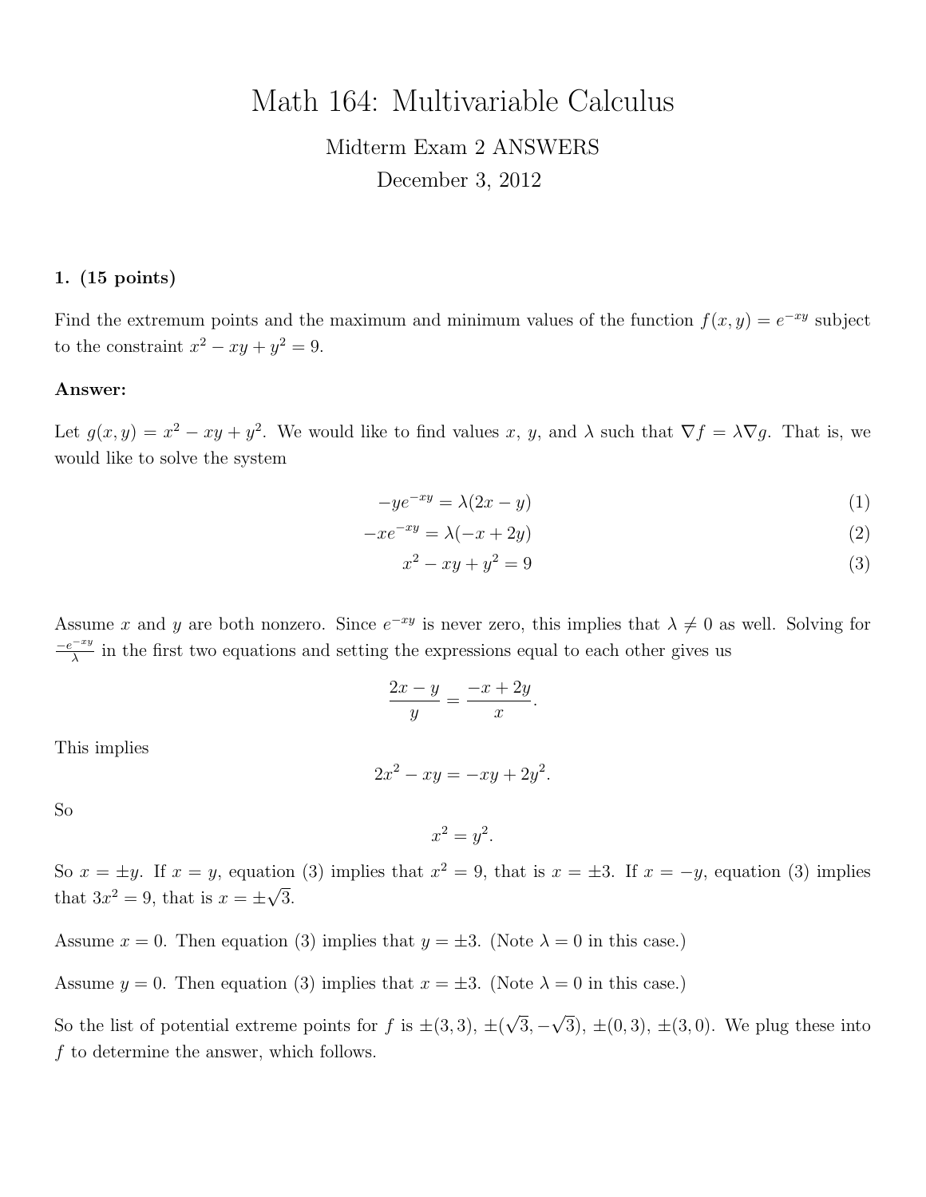# Math 164: Multivariable Calculus

Midterm Exam 2 ANSWERS

December 3, 2012

**1. (15 points)**

Find the extremum points and the maximum and minimum values of the function $f(x, y) = e^{-xy}$ subject to the constraint $x^2 - xy + y^2 = 9$.

**Answer:**

Let $g(x, y) = x^2 - xy + y^2$. We would like to find values $x$, $y$, and $\lambda$ such that $\nabla f = \lambda \nabla g$. That is, we would like to solve the system

$$-ye^{-xy} = \lambda(2x - y) \tag{1}$$

$$-xe^{-xy} = \lambda(-x + 2y) \tag{2}$$

$$x^2 - xy + y^2 = 9 \tag{3}$$

Assume $x$ and $y$ are both nonzero. Since $e^{-xy}$ is never zero, this implies that $\lambda \neq 0$ as well. Solving for $\frac{-e^{-xy}}{\lambda}$ in the first two equations and setting the expressions equal to each other gives us

$$\frac{2x - y}{y} = \frac{-x + 2y}{x}.$$

This implies

$$2x^2 - xy = -xy + 2y^2.$$

So

$$x^2 = y^2.$$

So $x = \pm y$. If $x = y$, equation (3) implies that $x^2 = 9$, that is $x = \pm 3$. If $x = -y$, equation (3) implies that $3x^2 = 9$, that is $x = \pm\sqrt{3}$.

Assume $x = 0$. Then equation (3) implies that $y = \pm 3$. (Note $\lambda = 0$ in this case.)

Assume $y = 0$. Then equation (3) implies that $x = \pm 3$. (Note $\lambda = 0$ in this case.)

So the list of potential extreme points for $f$ is $\pm(3, 3)$, $\pm(\sqrt{3}, -\sqrt{3})$, $\pm(0, 3)$, $\pm(3, 0)$. We plug these into $f$ to determine the answer, which follows.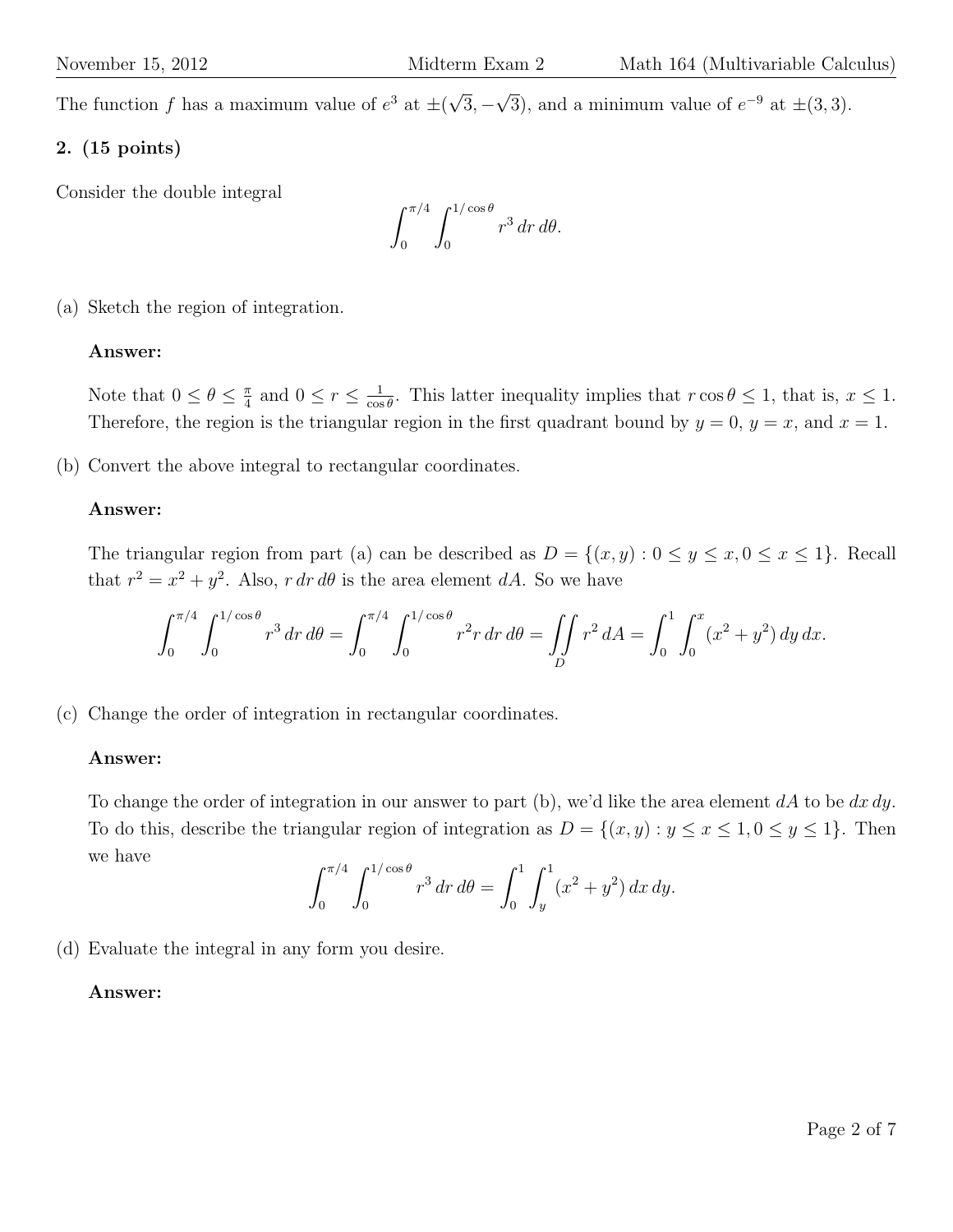The function $f$ has a maximum value of $e^3$ at $\pm(\sqrt{3}, -\sqrt{3})$, and a minimum value of $e^{-9}$ at $\pm(3, 3)$.

**2. (15 points)**

Consider the double integral

$$\int_0^{\pi/4} \int_0^{1/\cos\theta} r^3 \, dr \, d\theta.$$

(a) Sketch the region of integration.

**Answer:**

Note that $0 \le \theta \le \frac{\pi}{4}$ and $0 \le r \le \frac{1}{\cos\theta}$. This latter inequality implies that $r\cos\theta \le 1$, that is, $x \le 1$. Therefore, the region is the triangular region in the first quadrant bound by $y = 0$, $y = x$, and $x = 1$.

(b) Convert the above integral to rectangular coordinates.

**Answer:**

The triangular region from part (a) can be described as $D = \{(x, y) : 0 \le y \le x, 0 \le x \le 1\}$. Recall that $r^2 = x^2 + y^2$. Also, $r\,dr\,d\theta$ is the area element $dA$. So we have

$$\int_0^{\pi/4} \int_0^{1/\cos\theta} r^3 \, dr \, d\theta = \int_0^{\pi/4} \int_0^{1/\cos\theta} r^2 r \, dr \, d\theta = \iint_D r^2 \, dA = \int_0^1 \int_0^x (x^2 + y^2) \, dy \, dx.$$

(c) Change the order of integration in rectangular coordinates.

**Answer:**

To change the order of integration in our answer to part (b), we'd like the area element $dA$ to be $dx\,dy$. To do this, describe the triangular region of integration as $D = \{(x, y) : y \le x \le 1, 0 \le y \le 1\}$. Then we have

$$\int_0^{\pi/4} \int_0^{1/\cos\theta} r^3 \, dr \, d\theta = \int_0^1 \int_y^1 (x^2 + y^2) \, dx \, dy.$$

(d) Evaluate the integral in any form you desire.

**Answer:**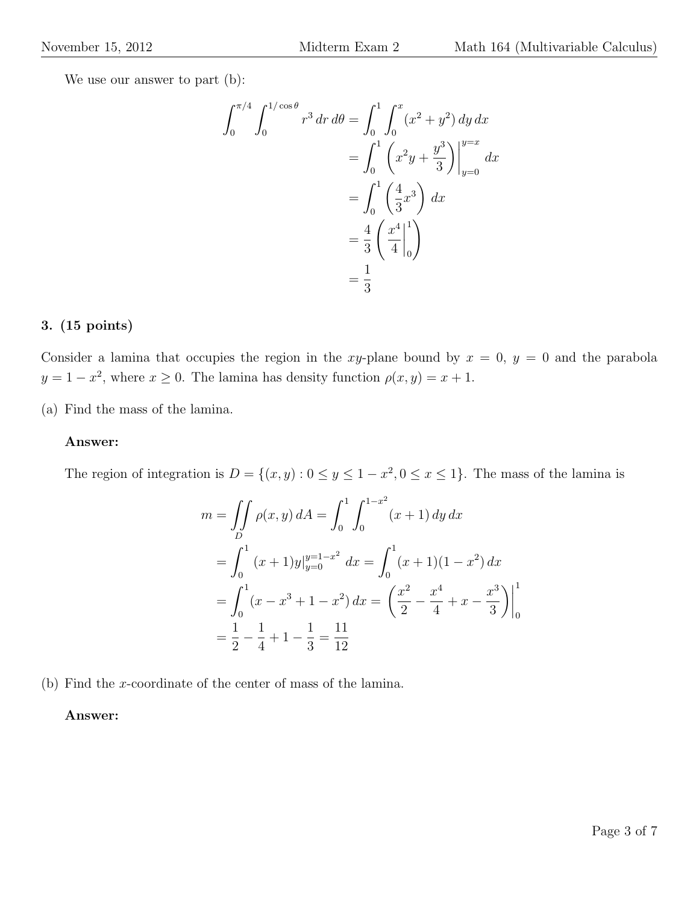We use our answer to part (b):

$$
\begin{aligned}
\int_0^{\pi/4} \int_0^{1/\cos\theta} r^3 \, dr \, d\theta &= \int_0^1 \int_0^x (x^2 + y^2) \, dy \, dx \\
&= \int_0^1 \left( x^2 y + \frac{y^3}{3} \right) \Bigg|_{y=0}^{y=x} dx \\
&= \int_0^1 \left( \frac{4}{3} x^3 \right) dx \\
&= \frac{4}{3} \left( \frac{x^4}{4} \bigg|_0^1 \right) \\
&= \frac{1}{3}
\end{aligned}
$$

### 3. (15 points)

Consider a lamina that occupies the region in the $xy$-plane bound by $x = 0$, $y = 0$ and the parabola $y = 1 - x^2$, where $x \geq 0$. The lamina has density function $\rho(x, y) = x + 1$.

(a) Find the mass of the lamina.

**Answer:**

The region of integration is $D = \{(x, y) : 0 \leq y \leq 1 - x^2, 0 \leq x \leq 1\}$. The mass of the lamina is

$$
\begin{aligned}
m = \iint_D \rho(x, y) \, dA &= \int_0^1 \int_0^{1-x^2} (x + 1) \, dy \, dx \\
&= \int_0^1 (x + 1) y \Big|_{y=0}^{y=1-x^2} dx = \int_0^1 (x + 1)(1 - x^2) \, dx \\
&= \int_0^1 (x - x^3 + 1 - x^2) \, dx = \left( \frac{x^2}{2} - \frac{x^4}{4} + x - \frac{x^3}{3} \right) \Bigg|_0^1 \\
&= \frac{1}{2} - \frac{1}{4} + 1 - \frac{1}{3} = \frac{11}{12}
\end{aligned}
$$

(b) Find the $x$-coordinate of the center of mass of the lamina.

**Answer:**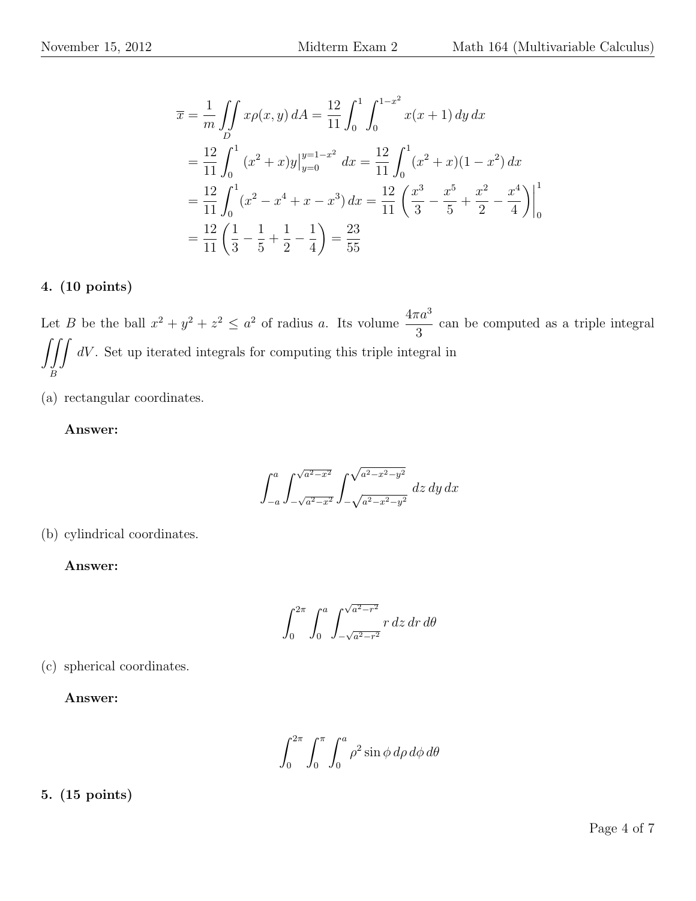$$
\begin{aligned}
\overline{x} &= \frac{1}{m}\iint_D x\rho(x,y)\,dA = \frac{12}{11}\int_0^1\int_0^{1-x^2} x(x+1)\,dy\,dx \\
&= \frac{12}{11}\int_0^1 (x^2+x)y\Big|_{y=0}^{y=1-x^2}\,dx = \frac{12}{11}\int_0^1 (x^2+x)(1-x^2)\,dx \\
&= \frac{12}{11}\int_0^1 (x^2-x^4+x-x^3)\,dx = \frac{12}{11}\left(\frac{x^3}{3}-\frac{x^5}{5}+\frac{x^2}{2}-\frac{x^4}{4}\right)\Bigg|_0^1 \\
&= \frac{12}{11}\left(\frac{1}{3}-\frac{1}{5}+\frac{1}{2}-\frac{1}{4}\right) = \frac{23}{55}
\end{aligned}
$$

**4. (10 points)**

Let $B$ be the ball $x^2+y^2+z^2 \le a^2$ of radius $a$. Its volume $\dfrac{4\pi a^3}{3}$ can be computed as a triple integral $\displaystyle\iiint_B dV$. Set up iterated integrals for computing this triple integral in

(a) rectangular coordinates.

**Answer:**

$$
\int_{-a}^{a}\int_{-\sqrt{a^2-x^2}}^{\sqrt{a^2-x^2}}\int_{-\sqrt{a^2-x^2-y^2}}^{\sqrt{a^2-x^2-y^2}} dz\,dy\,dx
$$

(b) cylindrical coordinates.

**Answer:**

$$
\int_0^{2\pi}\int_0^{a}\int_{-\sqrt{a^2-r^2}}^{\sqrt{a^2-r^2}} r\,dz\,dr\,d\theta
$$

(c) spherical coordinates.

**Answer:**

$$
\int_0^{2\pi}\int_0^{\pi}\int_0^{a} \rho^2\sin\phi\,d\rho\,d\phi\,d\theta
$$

**5. (15 points)**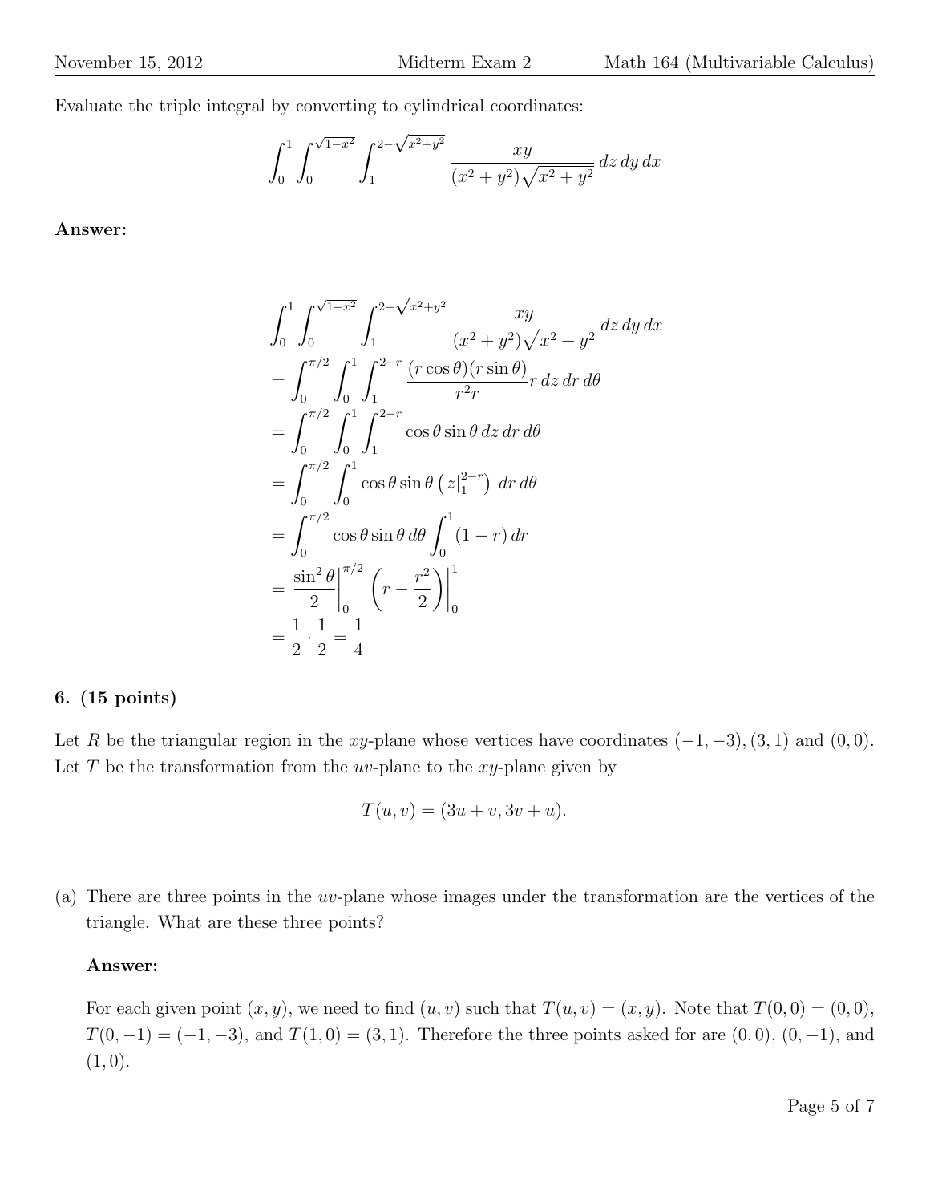Evaluate the triple integral by converting to cylindrical coordinates:

$$\int_0^1 \int_0^{\sqrt{1-x^2}} \int_1^{2-\sqrt{x^2+y^2}} \frac{xy}{(x^2+y^2)\sqrt{x^2+y^2}}\, dz\, dy\, dx$$

**Answer:**

$$\begin{aligned}
&\int_0^1 \int_0^{\sqrt{1-x^2}} \int_1^{2-\sqrt{x^2+y^2}} \frac{xy}{(x^2+y^2)\sqrt{x^2+y^2}}\, dz\, dy\, dx \\
&= \int_0^{\pi/2} \int_0^1 \int_1^{2-r} \frac{(r\cos\theta)(r\sin\theta)}{r^2 r} r\, dz\, dr\, d\theta \\
&= \int_0^{\pi/2} \int_0^1 \int_1^{2-r} \cos\theta \sin\theta\, dz\, dr\, d\theta \\
&= \int_0^{\pi/2} \int_0^1 \cos\theta \sin\theta \left( z\Big|_1^{2-r} \right) dr\, d\theta \\
&= \int_0^{\pi/2} \cos\theta \sin\theta\, d\theta \int_0^1 (1-r)\, dr \\
&= \left. \frac{\sin^2\theta}{2} \right|_0^{\pi/2} \left. \left( r - \frac{r^2}{2} \right) \right|_0^1 \\
&= \frac{1}{2} \cdot \frac{1}{2} = \frac{1}{4}
\end{aligned}$$

**6. (15 points)**

Let $R$ be the triangular region in the $xy$-plane whose vertices have coordinates $(-1,-3)$, $(3,1)$ and $(0,0)$. Let $T$ be the transformation from the $uv$-plane to the $xy$-plane given by

$$T(u,v) = (3u+v, 3v+u).$$

(a) There are three points in the $uv$-plane whose images under the transformation are the vertices of the triangle. What are these three points?

**Answer:**

For each given point $(x,y)$, we need to find $(u,v)$ such that $T(u,v) = (x,y)$. Note that $T(0,0) = (0,0)$, $T(0,-1) = (-1,-3)$, and $T(1,0) = (3,1)$. Therefore the three points asked for are $(0,0)$, $(0,-1)$, and $(1,0)$.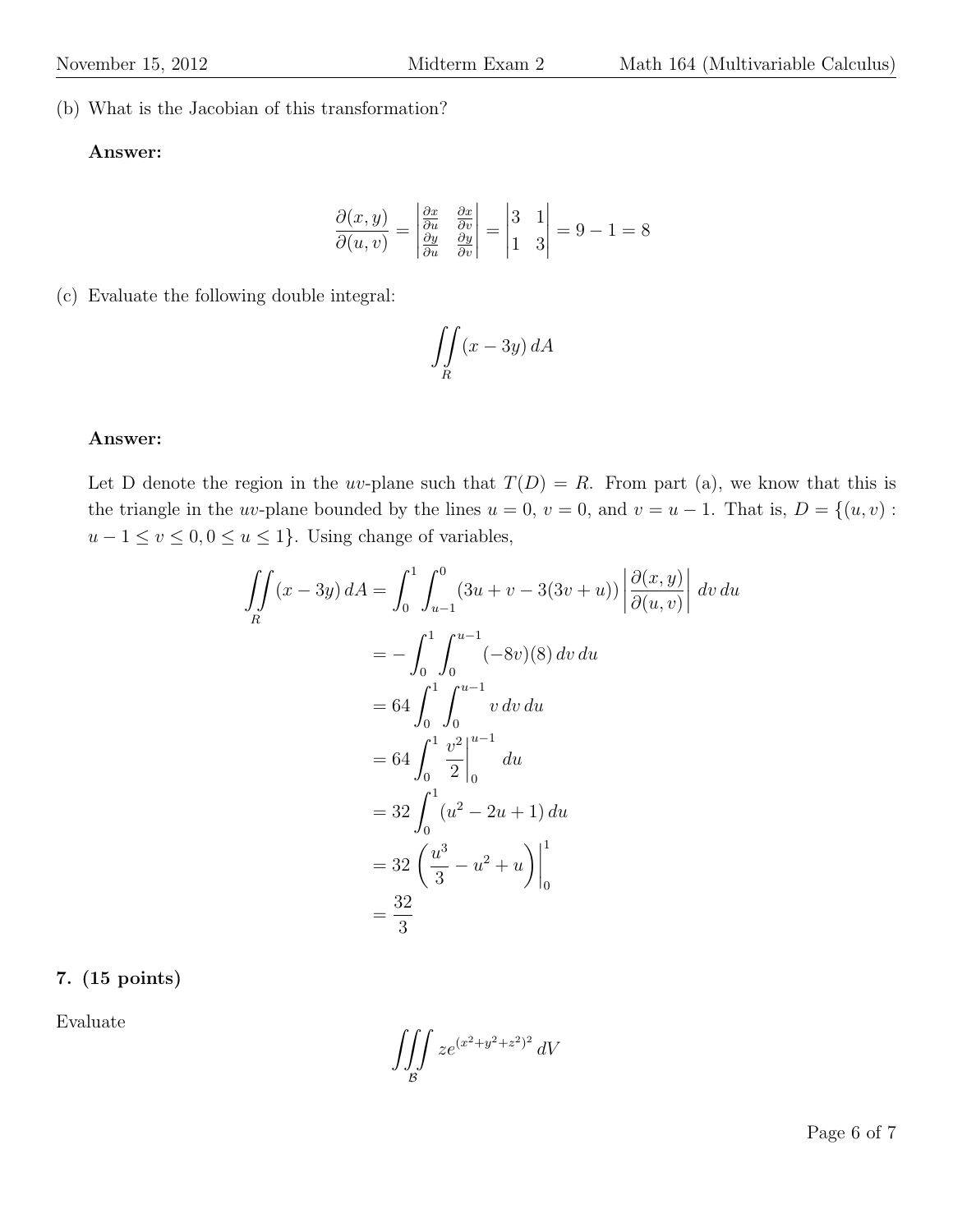(b) What is the Jacobian of this transformation?

**Answer:**

$$\frac{\partial(x,y)}{\partial(u,v)} = \begin{vmatrix} \frac{\partial x}{\partial u} & \frac{\partial x}{\partial v} \\ \frac{\partial y}{\partial u} & \frac{\partial y}{\partial v} \end{vmatrix} = \begin{vmatrix} 3 & 1 \\ 1 & 3 \end{vmatrix} = 9 - 1 = 8$$

(c) Evaluate the following double integral:

$$\iint\limits_R (x - 3y)\, dA$$

**Answer:**

Let D denote the region in the $uv$-plane such that $T(D) = R$. From part (a), we know that this is the triangle in the $uv$-plane bounded by the lines $u = 0$, $v = 0$, and $v = u - 1$. That is, $D = \{(u, v) : u - 1 \leq v \leq 0, 0 \leq u \leq 1\}$. Using change of variables,

$$\begin{aligned}
\iint\limits_R (x - 3y)\, dA &= \int_0^1 \int_{u-1}^0 (3u + v - 3(3v + u)) \left| \frac{\partial(x,y)}{\partial(u,v)} \right| \, dv\, du \\
&= -\int_0^1 \int_0^{u-1} (-8v)(8)\, dv\, du \\
&= 64 \int_0^1 \int_0^{u-1} v\, dv\, du \\
&= 64 \int_0^1 \left. \frac{v^2}{2} \right|_0^{u-1} du \\
&= 32 \int_0^1 (u^2 - 2u + 1)\, du \\
&= 32 \left. \left( \frac{u^3}{3} - u^2 + u \right) \right|_0^1 \\
&= \frac{32}{3}
\end{aligned}$$

**7. (15 points)**

Evaluate

$$\iiint\limits_{\mathcal{B}} z e^{(x^2+y^2+z^2)^2}\, dV$$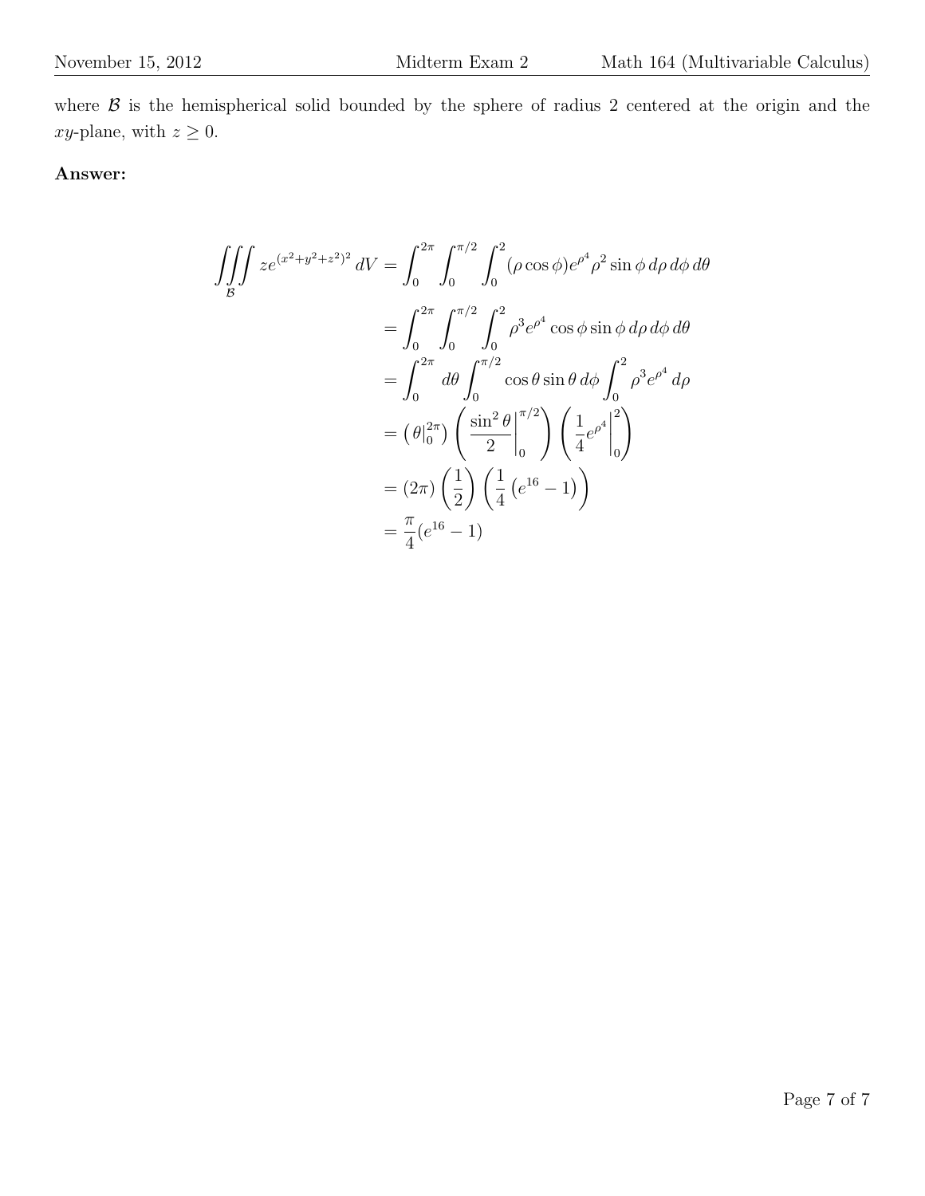where $\mathcal{B}$ is the hemispherical solid bounded by the sphere of radius 2 centered at the origin and the $xy$-plane, with $z \geq 0$.

**Answer:**

$$
\begin{aligned}
\iiint\limits_{\mathcal{B}} z e^{(x^2+y^2+z^2)^2}\, dV &= \int_0^{2\pi} \int_0^{\pi/2} \int_0^2 (\rho \cos\phi) e^{\rho^4} \rho^2 \sin\phi \, d\rho \, d\phi \, d\theta \\
&= \int_0^{2\pi} \int_0^{\pi/2} \int_0^2 \rho^3 e^{\rho^4} \cos\phi \sin\phi \, d\rho \, d\phi \, d\theta \\
&= \int_0^{2\pi} d\theta \int_0^{\pi/2} \cos\theta \sin\theta \, d\phi \int_0^2 \rho^3 e^{\rho^4} \, d\rho \\
&= \left( \theta \Big|_0^{2\pi} \right) \left( \frac{\sin^2\theta}{2} \Bigg|_0^{\pi/2} \right) \left( \frac{1}{4} e^{\rho^4} \Bigg|_0^2 \right) \\
&= (2\pi) \left( \frac{1}{2} \right) \left( \frac{1}{4} \left( e^{16} - 1 \right) \right) \\
&= \frac{\pi}{4} (e^{16} - 1)
\end{aligned}
$$